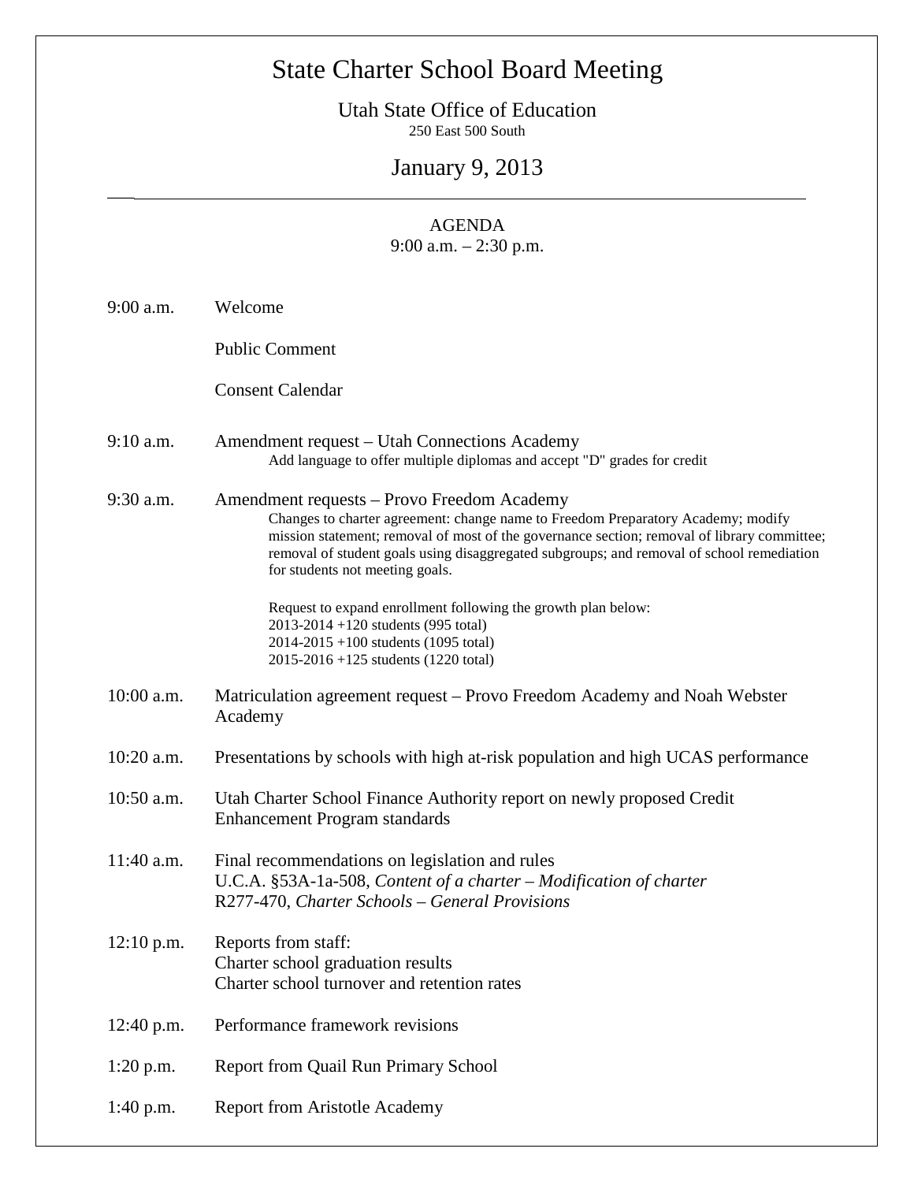# State Charter School Board Meeting

Utah State Office of Education
250 East 500 South

## January 9, 2013

AGENDA
9:00 a.m. – 2:30 p.m.

| | |
|---|---|
| 9:00 a.m. | Welcome |
| | Public Comment |
| | Consent Calendar |
| 9:10 a.m. | Amendment request – Utah Connections Academy<br>Add language to offer multiple diplomas and accept "D" grades for credit |
| 9:30 a.m. | Amendment requests – Provo Freedom Academy<br>Changes to charter agreement: change name to Freedom Preparatory Academy; modify mission statement; removal of most of the governance section; removal of library committee; removal of student goals using disaggregated subgroups; and removal of school remediation for students not meeting goals.<br><br>Request to expand enrollment following the growth plan below:<br>2013-2014 +120 students (995 total)<br>2014-2015 +100 students (1095 total)<br>2015-2016 +125 students (1220 total) |
| 10:00 a.m. | Matriculation agreement request – Provo Freedom Academy and Noah Webster Academy |
| 10:20 a.m. | Presentations by schools with high at-risk population and high UCAS performance |
| 10:50 a.m. | Utah Charter School Finance Authority report on newly proposed Credit Enhancement Program standards |
| 11:40 a.m. | Final recommendations on legislation and rules<br>U.C.A. §53A-1a-508, *Content of a charter – Modification of charter*<br>R277-470, *Charter Schools – General Provisions* |
| 12:10 p.m. | Reports from staff:<br>Charter school graduation results<br>Charter school turnover and retention rates |
| 12:40 p.m. | Performance framework revisions |
| 1:20 p.m. | Report from Quail Run Primary School |
| 1:40 p.m. | Report from Aristotle Academy |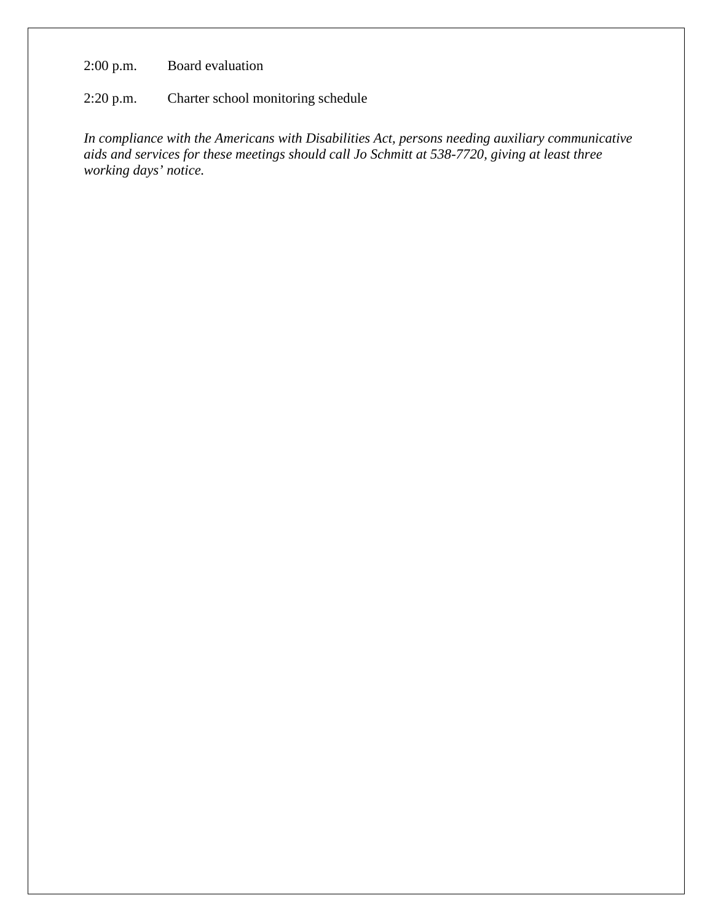2:00 p.m.  Board evaluation

2:20 p.m.  Charter school monitoring schedule

*In compliance with the Americans with Disabilities Act, persons needing auxiliary communicative aids and services for these meetings should call Jo Schmitt at 538-7720, giving at least three working days' notice.*